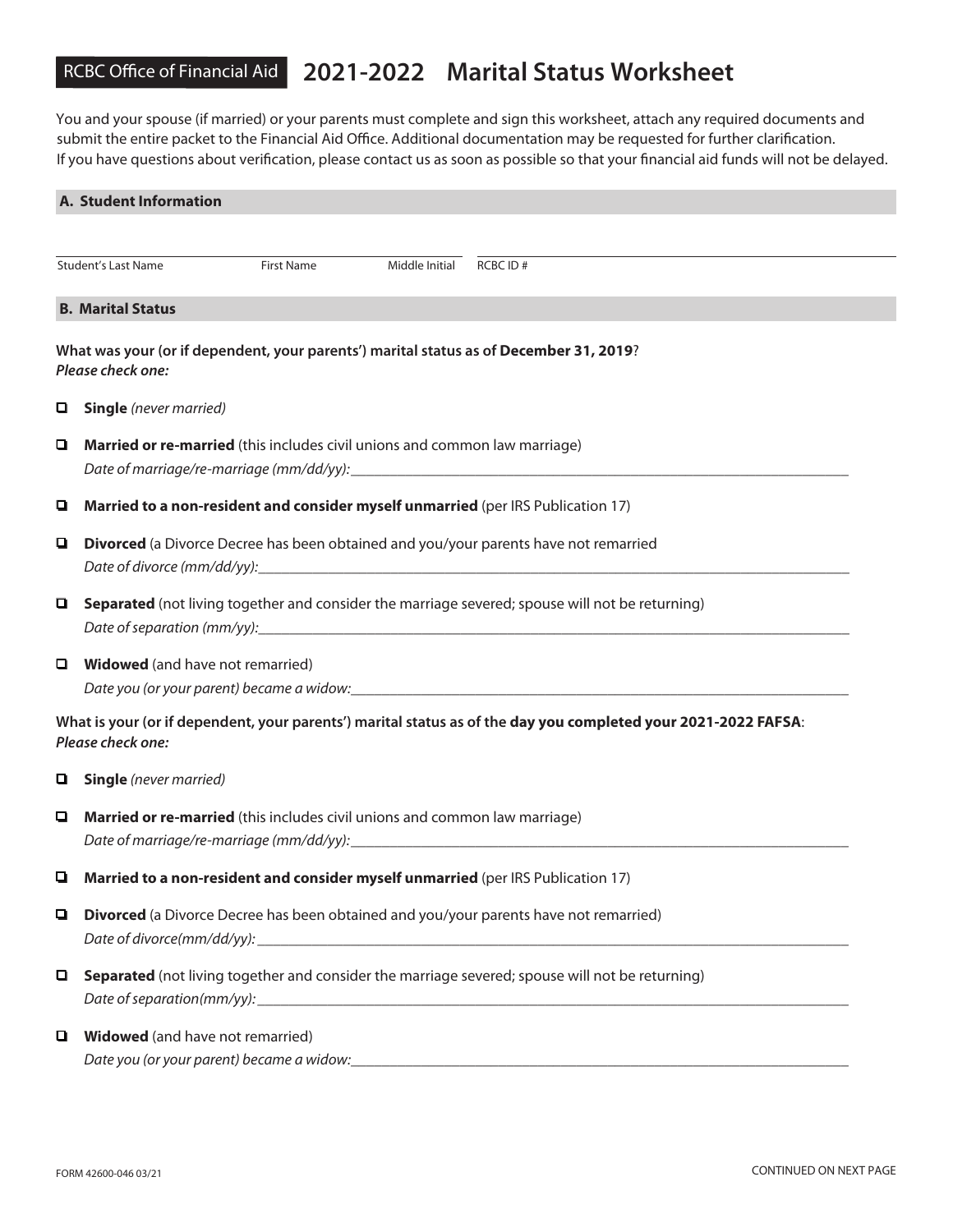RCBC Office of Financial Aid

# 2021-2022 Marital Status Worksheet

You and your spouse (if married) or your parents must complete and sign this worksheet, attach any required documents and submit the entire packet to the Financial Aid Office. Additional documentation may be requested for further clarification. If you have questions about verification, please contact us as soon as possible so that your financial aid funds will not be delayed.

## A. Student Information

Student's Last Name \_\_\_\_\_\_\_\_ First Name \_\_\_\_\_\_\_\_ Middle Initial \_\_\_\_\_\_\_\_ RCBC ID # \_\_\_\_\_\_\_\_

## B. Marital Status

**What was your (or if dependent, your parents') marital status as of December 31, 2019?**
***Please check one:***

- ☐ **Single** *(never married)*
- ☐ **Married or re-married** (this includes civil unions and common law marriage)
  *Date of marriage/re-marriage (mm/dd/yy):*\_\_\_\_\_\_\_\_\_\_\_\_\_\_\_\_\_\_\_\_
- ☐ **Married to a non-resident and consider myself unmarried** (per IRS Publication 17)
- ☐ **Divorced** (a Divorce Decree has been obtained and you/your parents have not remarried
  *Date of divorce (mm/dd/yy):*\_\_\_\_\_\_\_\_\_\_\_\_\_\_\_\_\_\_\_\_
- ☐ **Separated** (not living together and consider the marriage severed; spouse will not be returning)
  *Date of separation (mm/yy):*\_\_\_\_\_\_\_\_\_\_\_\_\_\_\_\_\_\_\_\_
- ☐ **Widowed** (and have not remarried)
  *Date you (or your parent) became a widow:*\_\_\_\_\_\_\_\_\_\_\_\_\_\_\_\_\_\_\_\_

**What is your (or if dependent, your parents') marital status as of the day you completed your 2021-2022 FAFSA:**
***Please check one:***

- ☐ **Single** *(never married)*
- ☐ **Married or re-married** (this includes civil unions and common law marriage)
  *Date of marriage/re-marriage (mm/dd/yy):*\_\_\_\_\_\_\_\_\_\_\_\_\_\_\_\_\_\_\_\_
- ☐ **Married to a non-resident and consider myself unmarried** (per IRS Publication 17)
- ☐ **Divorced** (a Divorce Decree has been obtained and you/your parents have not remarried)
  *Date of divorce(mm/dd/yy):*\_\_\_\_\_\_\_\_\_\_\_\_\_\_\_\_\_\_\_\_
- ☐ **Separated** (not living together and consider the marriage severed; spouse will not be returning)
  *Date of separation(mm/yy):*\_\_\_\_\_\_\_\_\_\_\_\_\_\_\_\_\_\_\_\_
- ☐ **Widowed** (and have not remarried)
  *Date you (or your parent) became a widow:*\_\_\_\_\_\_\_\_\_\_\_\_\_\_\_\_\_\_\_\_

FORM 42600-046 03/21

CONTINUED ON NEXT PAGE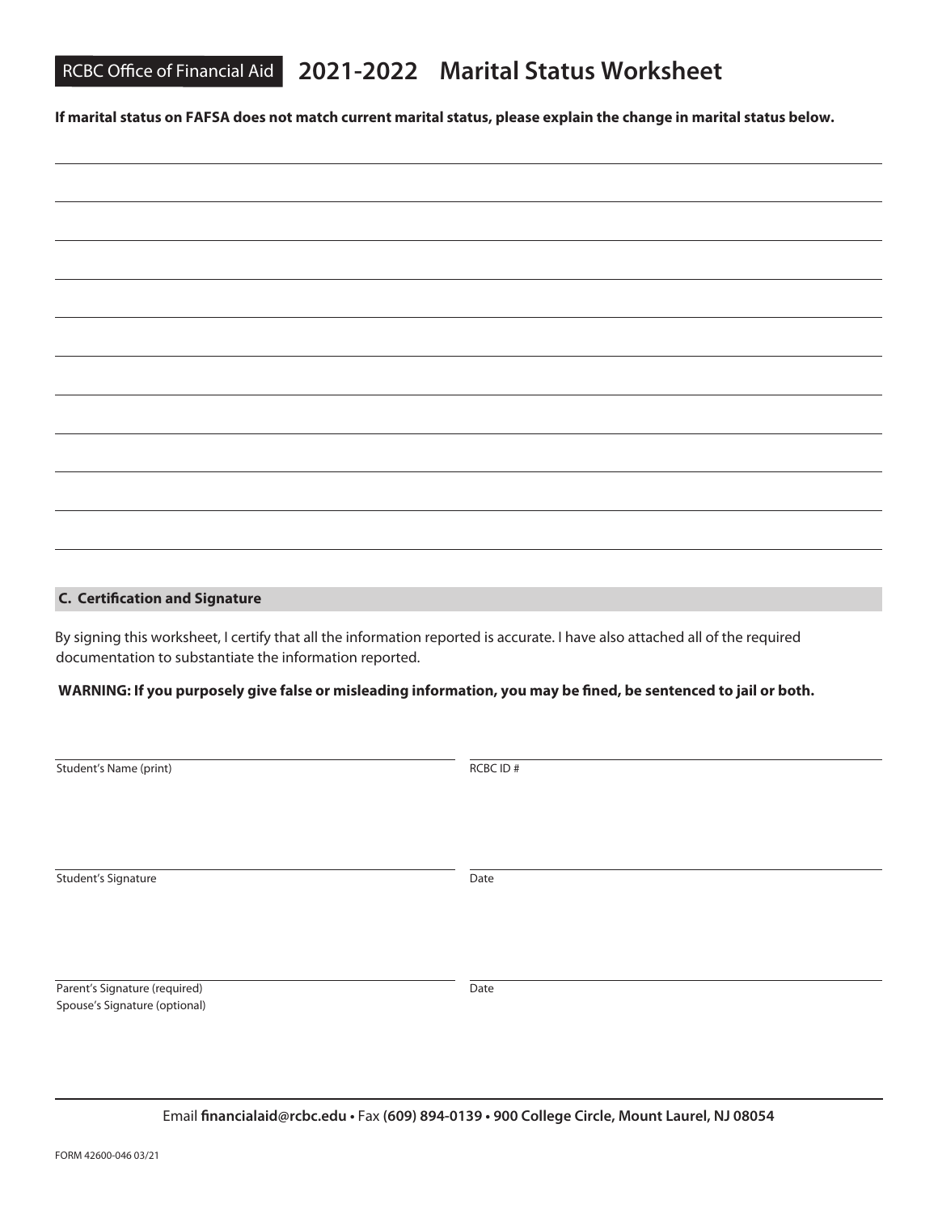RCBC Office of Financial Aid

# 2021-2022 Marital Status Worksheet

**If marital status on FAFSA does not match current marital status, please explain the change in marital status below.**

\_\_\_\_\_\_\_\_\_\_\_\_\_\_\_\_\_\_\_\_\_\_\_\_\_\_\_\_\_\_\_\_\_\_\_\_\_\_\_\_\_\_\_\_\_\_\_\_\_\_\_\_\_\_\_\_\_\_\_\_\_\_\_\_\_\_\_\_\_\_\_\_\_\_\_\_\_\_

\_\_\_\_\_\_\_\_\_\_\_\_\_\_\_\_\_\_\_\_\_\_\_\_\_\_\_\_\_\_\_\_\_\_\_\_\_\_\_\_\_\_\_\_\_\_\_\_\_\_\_\_\_\_\_\_\_\_\_\_\_\_\_\_\_\_\_\_\_\_\_\_\_\_\_\_\_\_

\_\_\_\_\_\_\_\_\_\_\_\_\_\_\_\_\_\_\_\_\_\_\_\_\_\_\_\_\_\_\_\_\_\_\_\_\_\_\_\_\_\_\_\_\_\_\_\_\_\_\_\_\_\_\_\_\_\_\_\_\_\_\_\_\_\_\_\_\_\_\_\_\_\_\_\_\_\_

\_\_\_\_\_\_\_\_\_\_\_\_\_\_\_\_\_\_\_\_\_\_\_\_\_\_\_\_\_\_\_\_\_\_\_\_\_\_\_\_\_\_\_\_\_\_\_\_\_\_\_\_\_\_\_\_\_\_\_\_\_\_\_\_\_\_\_\_\_\_\_\_\_\_\_\_\_\_

\_\_\_\_\_\_\_\_\_\_\_\_\_\_\_\_\_\_\_\_\_\_\_\_\_\_\_\_\_\_\_\_\_\_\_\_\_\_\_\_\_\_\_\_\_\_\_\_\_\_\_\_\_\_\_\_\_\_\_\_\_\_\_\_\_\_\_\_\_\_\_\_\_\_\_\_\_\_

\_\_\_\_\_\_\_\_\_\_\_\_\_\_\_\_\_\_\_\_\_\_\_\_\_\_\_\_\_\_\_\_\_\_\_\_\_\_\_\_\_\_\_\_\_\_\_\_\_\_\_\_\_\_\_\_\_\_\_\_\_\_\_\_\_\_\_\_\_\_\_\_\_\_\_\_\_\_

\_\_\_\_\_\_\_\_\_\_\_\_\_\_\_\_\_\_\_\_\_\_\_\_\_\_\_\_\_\_\_\_\_\_\_\_\_\_\_\_\_\_\_\_\_\_\_\_\_\_\_\_\_\_\_\_\_\_\_\_\_\_\_\_\_\_\_\_\_\_\_\_\_\_\_\_\_\_

\_\_\_\_\_\_\_\_\_\_\_\_\_\_\_\_\_\_\_\_\_\_\_\_\_\_\_\_\_\_\_\_\_\_\_\_\_\_\_\_\_\_\_\_\_\_\_\_\_\_\_\_\_\_\_\_\_\_\_\_\_\_\_\_\_\_\_\_\_\_\_\_\_\_\_\_\_\_

\_\_\_\_\_\_\_\_\_\_\_\_\_\_\_\_\_\_\_\_\_\_\_\_\_\_\_\_\_\_\_\_\_\_\_\_\_\_\_\_\_\_\_\_\_\_\_\_\_\_\_\_\_\_\_\_\_\_\_\_\_\_\_\_\_\_\_\_\_\_\_\_\_\_\_\_\_\_

\_\_\_\_\_\_\_\_\_\_\_\_\_\_\_\_\_\_\_\_\_\_\_\_\_\_\_\_\_\_\_\_\_\_\_\_\_\_\_\_\_\_\_\_\_\_\_\_\_\_\_\_\_\_\_\_\_\_\_\_\_\_\_\_\_\_\_\_\_\_\_\_\_\_\_\_\_\_

\_\_\_\_\_\_\_\_\_\_\_\_\_\_\_\_\_\_\_\_\_\_\_\_\_\_\_\_\_\_\_\_\_\_\_\_\_\_\_\_\_\_\_\_\_\_\_\_\_\_\_\_\_\_\_\_\_\_\_\_\_\_\_\_\_\_\_\_\_\_\_\_\_\_\_\_\_\_

## C. Certification and Signature

By signing this worksheet, I certify that all the information reported is accurate. I have also attached all of the required documentation to substantiate the information reported.

**WARNING: If you purposely give false or misleading information, you may be fined, be sentenced to jail or both.**

\_\_\_\_\_\_\_\_\_\_\_\_\_\_\_\_\_\_\_\_\_\_\_\_\_\_\_\_\_\_\_\_\_\_\_\_ \_\_\_\_\_\_\_\_\_\_\_\_\_\_\_\_\_\_\_\_\_\_\_\_\_\_\_\_\_\_\_\_\_\_\_\_
Student's Name (print) RCBC ID #

\_\_\_\_\_\_\_\_\_\_\_\_\_\_\_\_\_\_\_\_\_\_\_\_\_\_\_\_\_\_\_\_\_\_\_\_ \_\_\_\_\_\_\_\_\_\_\_\_\_\_\_\_\_\_\_\_\_\_\_\_\_\_\_\_\_\_\_\_\_\_\_\_
Student's Signature Date

\_\_\_\_\_\_\_\_\_\_\_\_\_\_\_\_\_\_\_\_\_\_\_\_\_\_\_\_\_\_\_\_\_\_\_\_ \_\_\_\_\_\_\_\_\_\_\_\_\_\_\_\_\_\_\_\_\_\_\_\_\_\_\_\_\_\_\_\_\_\_\_\_
Parent's Signature (required) Date
Spouse's Signature (optional)

Email **financialaid@rcbc.edu** • Fax **(609) 894-0139** • **900 College Circle, Mount Laurel, NJ 08054**

FORM 42600-046 03/21